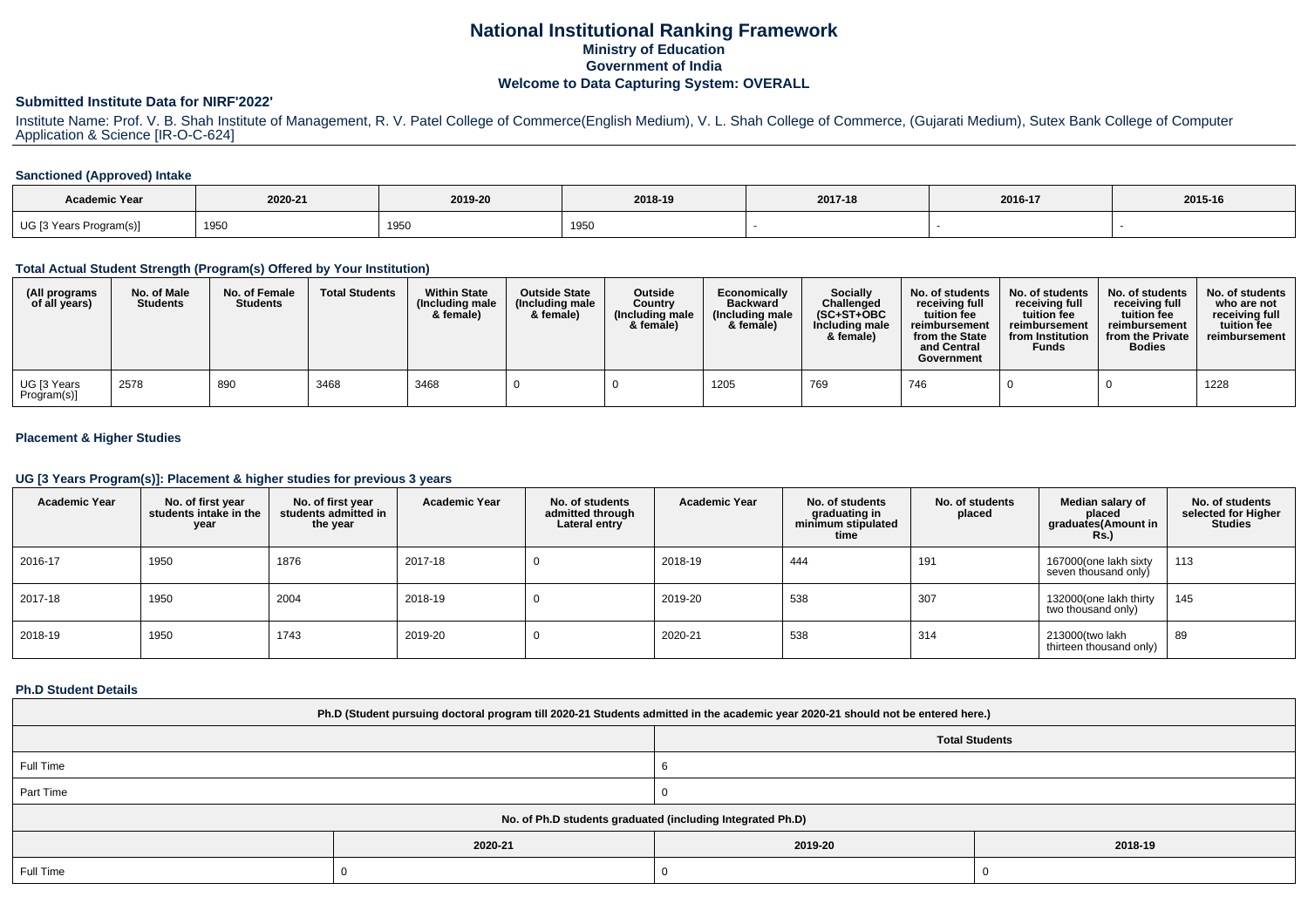# National Institutional Ranking Framework
## Ministry of Education
## Government of India
## Welcome to Data Capturing System: OVERALL

### Submitted Institute Data for NIRF'2022'

Institute Name: Prof. V. B. Shah Institute of Management, R. V. Patel College of Commerce(English Medium), V. L. Shah College of Commerce, (Gujarati Medium), Sutex Bank College of Computer Application & Science [IR-O-C-624]

#### Sanctioned (Approved) Intake

| Academic Year | 2020-21 | 2019-20 | 2018-19 | 2017-18 | 2016-17 | 2015-16 |
|---|---|---|---|---|---|---|
| UG [3 Years Program(s)] | 1950 | 1950 | 1950 | - | - | - |

#### Total Actual Student Strength (Program(s) Offered by Your Institution)

| (All programs of all years) | No. of Male Students | No. of Female Students | Total Students | Within State (Including male & female) | Outside State (Including male & female) | Outside Country (Including male & female) | Economically Backward (Including male & female) | Socially Challenged (SC+ST+OBC Including male & female) | No. of students receiving full tuition fee reimbursement from the State and Central Government | No. of students receiving full tuition fee reimbursement from Institution Funds | No. of students receiving full tuition fee reimbursement from the Private Bodies | No. of students who are not receiving full tuition fee reimbursement |
|---|---|---|---|---|---|---|---|---|---|---|---|---|
| UG [3 Years Program(s)] | 2578 | 890 | 3468 | 3468 | 0 | 0 | 1205 | 769 | 746 | 0 | 0 | 1228 |

#### Placement & Higher Studies

#### UG [3 Years Program(s)]: Placement & higher studies for previous 3 years

| Academic Year | No. of first year students intake in the year | No. of first year students admitted in the year | Academic Year | No. of students admitted through Lateral entry | Academic Year | No. of students graduating in minimum stipulated time | No. of students placed | Median salary of placed graduates(Amount in Rs.) | No. of students selected for Higher Studies |
|---|---|---|---|---|---|---|---|---|---|
| 2016-17 | 1950 | 1876 | 2017-18 | 0 | 2018-19 | 444 | 191 | 167000(one lakh sixty seven thousand only) | 113 |
| 2017-18 | 1950 | 2004 | 2018-19 | 0 | 2019-20 | 538 | 307 | 132000(one lakh thirty two thousand only) | 145 |
| 2018-19 | 1950 | 1743 | 2019-20 | 0 | 2020-21 | 538 | 314 | 213000(two lakh thirteen thousand only) | 89 |

#### Ph.D Student Details

| Ph.D (Student pursuing doctoral program till 2020-21 Students admitted in the academic year 2020-21 should not be entered here.) | |
|---|---|
| | Total Students |
| Full Time | 6 |
| Part Time | 0 |

| No. of Ph.D students graduated (including Integrated Ph.D) | | | |
|---|---|---|---|
| | 2020-21 | 2019-20 | 2018-19 |
| Full Time | 0 | 0 | 0 |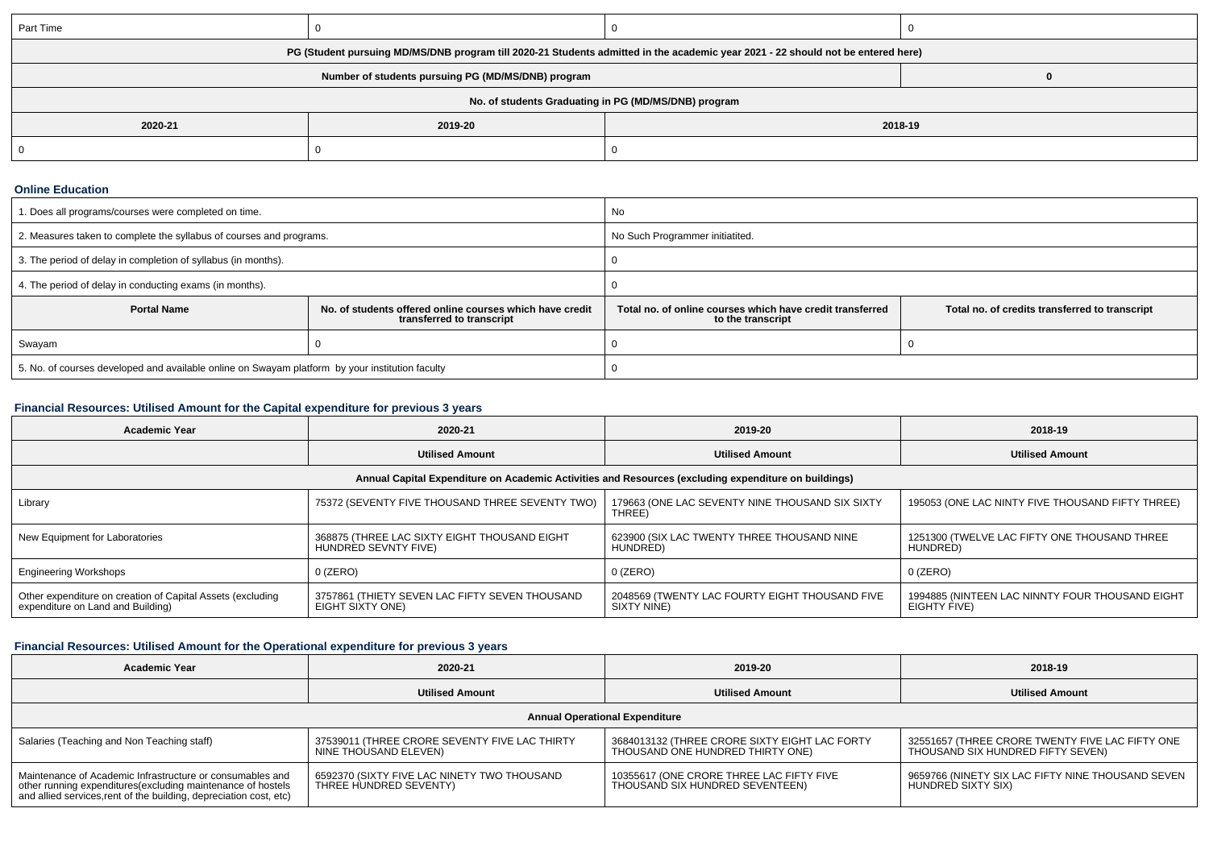| Part Time | 0 | 0 | 0 |
|---|---|---|---|
| PG (Student pursuing MD/MS/DNB program till 2020-21 Students admitted in the academic year 2021 - 22 should not be entered here) | | | |
| Number of students pursuing PG (MD/MS/DNB) program | | | 0 |
| No. of students Graduating in PG (MD/MS/DNB) program | | | |
| 2020-21 | 2019-20 | 2018-19 | |
| 0 | 0 | 0 | |

### Online Education

| 1. Does all programs/courses were completed on time. | | No | |
|---|---|---|---|
| 2. Measures taken to complete the syllabus of courses and programs. | | No Such Programmer initiatited. | |
| 3. The period of delay in completion of syllabus (in months). | | 0 | |
| 4. The period of delay in conducting exams (in months). | | 0 | |
| **Portal Name** | **No. of students offered online courses which have credit transferred to transcript** | **Total no. of online courses which have credit transferred to the transcript** | **Total no. of credits transferred to transcript** |
| Swayam | 0 | 0 | 0 |
| 5. No. of courses developed and available online on Swayam platform by your institution faculty | | 0 | |

### Financial Resources: Utilised Amount for the Capital expenditure for previous 3 years

| Academic Year | 2020-21 | 2019-20 | 2018-19 |
|---|---|---|---|
| | Utilised Amount | Utilised Amount | Utilised Amount |
| Annual Capital Expenditure on Academic Activities and Resources (excluding expenditure on buildings) | | | |
| Library | 75372 (SEVENTY FIVE THOUSAND THREE SEVENTY TWO) | 179663 (ONE LAC SEVENTY NINE THOUSAND SIX SIXTY THREE) | 195053 (ONE LAC NINTY FIVE THOUSAND FIFTY THREE) |
| New Equipment for Laboratories | 368875 (THREE LAC SIXTY EIGHT THOUSAND EIGHT HUNDRED SEVNTY FIVE) | 623900 (SIX LAC TWENTY THREE THOUSAND NINE HUNDRED) | 1251300 (TWELVE LAC FIFTY ONE THOUSAND THREE HUNDRED) |
| Engineering Workshops | 0 (ZERO) | 0 (ZERO) | 0 (ZERO) |
| Other expenditure on creation of Capital Assets (excluding expenditure on Land and Building) | 3757861 (THIETY SEVEN LAC FIFTY SEVEN THOUSAND EIGHT SIXTY ONE) | 2048569 (TWENTY LAC FOURTY EIGHT THOUSAND FIVE SIXTY NINE) | 1994885 (NINTEEN LAC NINNTY FOUR THOUSAND EIGHT EIGHTY FIVE) |

### Financial Resources: Utilised Amount for the Operational expenditure for previous 3 years

| Academic Year | 2020-21 | 2019-20 | 2018-19 |
|---|---|---|---|
| | Utilised Amount | Utilised Amount | Utilised Amount |
| Annual Operational Expenditure | | | |
| Salaries (Teaching and Non Teaching staff) | 37539011 (THREE CRORE SEVENTY FIVE LAC THIRTY NINE THOUSAND ELEVEN) | 3684013132 (THREE CRORE SIXTY EIGHT LAC FORTY THOUSAND ONE HUNDRED THIRTY ONE) | 32551657 (THREE CRORE TWENTY FIVE LAC FIFTY ONE THOUSAND SIX HUNDRED FIFTY SEVEN) |
| Maintenance of Academic Infrastructure or consumables and other running expenditures(excluding maintenance of hostels and allied services,rent of the building, depreciation cost, etc) | 6592370 (SIXTY FIVE LAC NINETY TWO THOUSAND THREE HUNDRED SEVENTY) | 10355617 (ONE CRORE THREE LAC FIFTY FIVE THOUSAND SIX HUNDRED SEVENTEEN) | 9659766 (NINETY SIX LAC FIFTY NINE THOUSAND SEVEN HUNDRED SIXTY SIX) |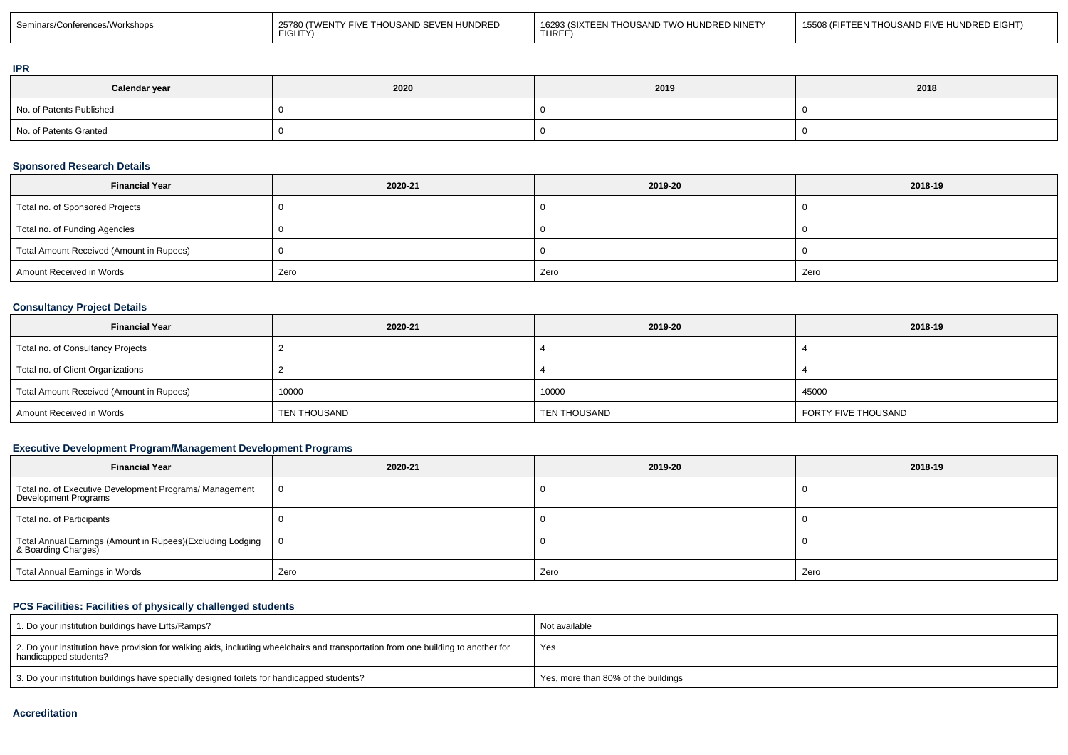| Seminars/Conferences/Workshops | 25780 (TWENTY FIVE THOUSAND SEVEN HUNDRED EIGHTY) | 16293 (SIXTEEN THOUSAND TWO HUNDRED NINETY THREE) | 15508 (FIFTEEN THOUSAND FIVE HUNDRED EIGHT) |
|---|---|---|---|

**IPR**

| Calendar year | 2020 | 2019 | 2018 |
|---|---|---|---|
| No. of Patents Published | 0 | 0 | 0 |
| No. of Patents Granted | 0 | 0 | 0 |

### Sponsored Research Details

| Financial Year | 2020-21 | 2019-20 | 2018-19 |
|---|---|---|---|
| Total no. of Sponsored Projects | 0 | 0 | 0 |
| Total no. of Funding Agencies | 0 | 0 | 0 |
| Total Amount Received (Amount in Rupees) | 0 | 0 | 0 |
| Amount Received in Words | Zero | Zero | Zero |

### Consultancy Project Details

| Financial Year | 2020-21 | 2019-20 | 2018-19 |
|---|---|---|---|
| Total no. of Consultancy Projects | 2 | 4 | 4 |
| Total no. of Client Organizations | 2 | 4 | 4 |
| Total Amount Received (Amount in Rupees) | 10000 | 10000 | 45000 |
| Amount Received in Words | TEN THOUSAND | TEN THOUSAND | FORTY FIVE THOUSAND |

### Executive Development Program/Management Development Programs

| Financial Year | 2020-21 | 2019-20 | 2018-19 |
|---|---|---|---|
| Total no. of Executive Development Programs/ Management Development Programs | 0 | 0 | 0 |
| Total no. of Participants | 0 | 0 | 0 |
| Total Annual Earnings (Amount in Rupees)(Excluding Lodging & Boarding Charges) | 0 | 0 | 0 |
| Total Annual Earnings in Words | Zero | Zero | Zero |

### PCS Facilities: Facilities of physically challenged students

| | |
|---|---|
| 1. Do your institution buildings have Lifts/Ramps? | Not available |
| 2. Do your institution have provision for walking aids, including wheelchairs and transportation from one building to another for handicapped students? | Yes |
| 3. Do your institution buildings have specially designed toilets for handicapped students? | Yes, more than 80% of the buildings |

### Accreditation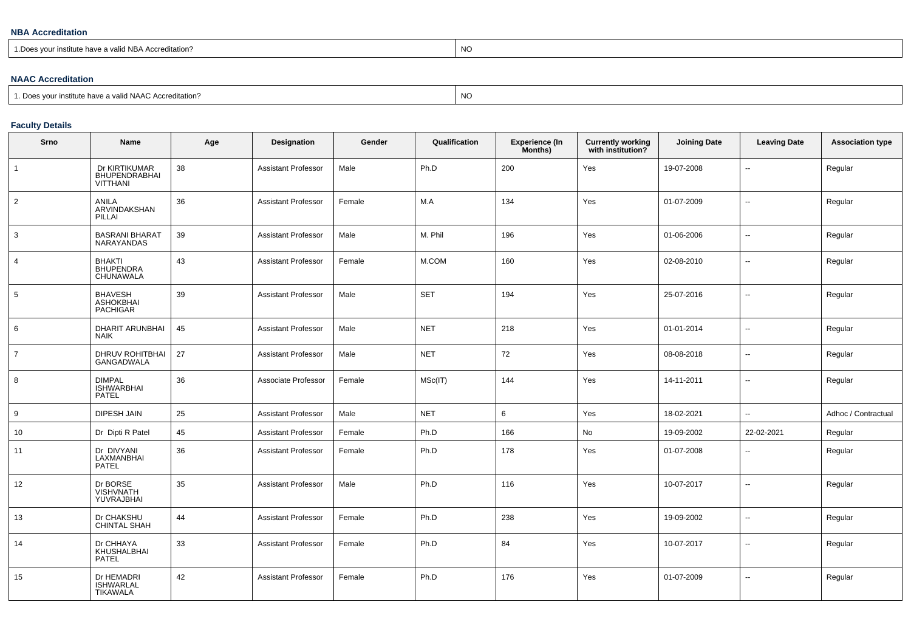### NBA Accreditation

| 1.Does your institute have a valid NBA Accreditation? | NO |
|---|---|

### NAAC Accreditation

| 1. Does your institute have a valid NAAC Accreditation? | NO |
|---|---|

### Faculty Details

| Srno | Name | Age | Designation | Gender | Qualification | Experience (In Months) | Currently working with institution? | Joining Date | Leaving Date | Association type |
|---|---|---|---|---|---|---|---|---|---|---|
| 1 | Dr KIRTIKUMAR BHUPENDRABHAI VITTHANI | 38 | Assistant Professor | Male | Ph.D | 200 | Yes | 19-07-2008 | -- | Regular |
| 2 | ANILA ARVINDAKSHAN PILLAI | 36 | Assistant Professor | Female | M.A | 134 | Yes | 01-07-2009 | -- | Regular |
| 3 | BASRANI BHARAT NARAYANDAS | 39 | Assistant Professor | Male | M. Phil | 196 | Yes | 01-06-2006 | -- | Regular |
| 4 | BHAKTI BHUPENDRA CHUNAWALA | 43 | Assistant Professor | Female | M.COM | 160 | Yes | 02-08-2010 | -- | Regular |
| 5 | BHAVESH ASHOKBHAI PACHIGAR | 39 | Assistant Professor | Male | SET | 194 | Yes | 25-07-2016 | -- | Regular |
| 6 | DHARIT ARUNBHAI NAIK | 45 | Assistant Professor | Male | NET | 218 | Yes | 01-01-2014 | -- | Regular |
| 7 | DHRUV ROHITBHAI GANGADWALA | 27 | Assistant Professor | Male | NET | 72 | Yes | 08-08-2018 | -- | Regular |
| 8 | DIMPAL ISHWARBHAI PATEL | 36 | Associate Professor | Female | MSc(IT) | 144 | Yes | 14-11-2011 | -- | Regular |
| 9 | DIPESH JAIN | 25 | Assistant Professor | Male | NET | 6 | Yes | 18-02-2021 | -- | Adhoc / Contractual |
| 10 | Dr Dipti R Patel | 45 | Assistant Professor | Female | Ph.D | 166 | No | 19-09-2002 | 22-02-2021 | Regular |
| 11 | Dr DIVYANI LAXMANBHAI PATEL | 36 | Assistant Professor | Female | Ph.D | 178 | Yes | 01-07-2008 | -- | Regular |
| 12 | Dr BORSE VISHVNATH YUVRAJBHAI | 35 | Assistant Professor | Male | Ph.D | 116 | Yes | 10-07-2017 | -- | Regular |
| 13 | Dr CHAKSHU CHINTAL SHAH | 44 | Assistant Professor | Female | Ph.D | 238 | Yes | 19-09-2002 | -- | Regular |
| 14 | Dr CHHAYA KHUSHALBHAI PATEL | 33 | Assistant Professor | Female | Ph.D | 84 | Yes | 10-07-2017 | -- | Regular |
| 15 | Dr HEMADRI ISHWARLAL TIKAWALA | 42 | Assistant Professor | Female | Ph.D | 176 | Yes | 01-07-2009 | -- | Regular |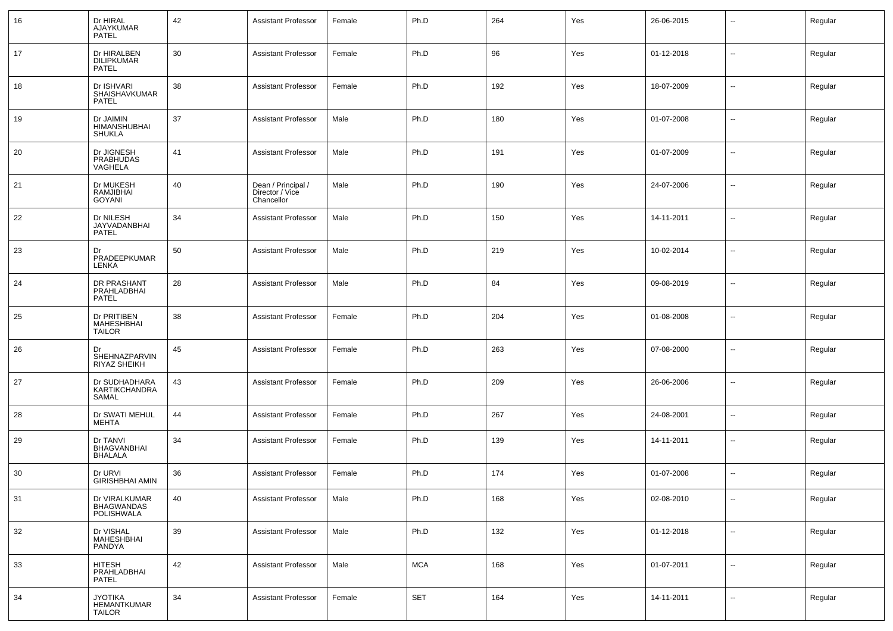| 16 | Dr HIRAL AJAYKUMAR PATEL | 42 | Assistant Professor | Female | Ph.D | 264 | Yes | 26-06-2015 | -- | Regular |
|---|---|---|---|---|---|---|---|---|---|---|
| 17 | Dr HIRALBEN DILIPKUMAR PATEL | 30 | Assistant Professor | Female | Ph.D | 96 | Yes | 01-12-2018 | -- | Regular |
| 18 | Dr ISHVARI SHAISHAVKUMAR PATEL | 38 | Assistant Professor | Female | Ph.D | 192 | Yes | 18-07-2009 | -- | Regular |
| 19 | Dr JAIMIN HIMANSHUBHAI SHUKLA | 37 | Assistant Professor | Male | Ph.D | 180 | Yes | 01-07-2008 | -- | Regular |
| 20 | Dr JIGNESH PRABHUDAS VAGHELA | 41 | Assistant Professor | Male | Ph.D | 191 | Yes | 01-07-2009 | -- | Regular |
| 21 | Dr MUKESH RAMJIBHAI GOYANI | 40 | Dean / Principal / Director / Vice Chancellor | Male | Ph.D | 190 | Yes | 24-07-2006 | -- | Regular |
| 22 | Dr NILESH JAYVADANBHAI PATEL | 34 | Assistant Professor | Male | Ph.D | 150 | Yes | 14-11-2011 | -- | Regular |
| 23 | Dr PRADEEPKUMAR LENKA | 50 | Assistant Professor | Male | Ph.D | 219 | Yes | 10-02-2014 | -- | Regular |
| 24 | DR PRASHANT PRAHLADBHAI PATEL | 28 | Assistant Professor | Male | Ph.D | 84 | Yes | 09-08-2019 | -- | Regular |
| 25 | Dr PRITIBEN MAHESHBHAI TAILOR | 38 | Assistant Professor | Female | Ph.D | 204 | Yes | 01-08-2008 | -- | Regular |
| 26 | Dr SHEHNAZPARVIN RIYAZ SHEIKH | 45 | Assistant Professor | Female | Ph.D | 263 | Yes | 07-08-2000 | -- | Regular |
| 27 | Dr SUDHADHARA KARTIKCHANDRA SAMAL | 43 | Assistant Professor | Female | Ph.D | 209 | Yes | 26-06-2006 | -- | Regular |
| 28 | Dr SWATI MEHUL MEHTA | 44 | Assistant Professor | Female | Ph.D | 267 | Yes | 24-08-2001 | -- | Regular |
| 29 | Dr TANVI BHAGVANBHAI BHALALA | 34 | Assistant Professor | Female | Ph.D | 139 | Yes | 14-11-2011 | -- | Regular |
| 30 | Dr URVI GIRISHBHAI AMIN | 36 | Assistant Professor | Female | Ph.D | 174 | Yes | 01-07-2008 | -- | Regular |
| 31 | Dr VIRALKUMAR BHAGWANDAS POLISHWALA | 40 | Assistant Professor | Male | Ph.D | 168 | Yes | 02-08-2010 | -- | Regular |
| 32 | Dr VISHAL MAHESHBHAI PANDYA | 39 | Assistant Professor | Male | Ph.D | 132 | Yes | 01-12-2018 | -- | Regular |
| 33 | HITESH PRAHLADBHAI PATEL | 42 | Assistant Professor | Male | MCA | 168 | Yes | 01-07-2011 | -- | Regular |
| 34 | JYOTIKA HEMANTKUMAR TAILOR | 34 | Assistant Professor | Female | SET | 164 | Yes | 14-11-2011 | -- | Regular |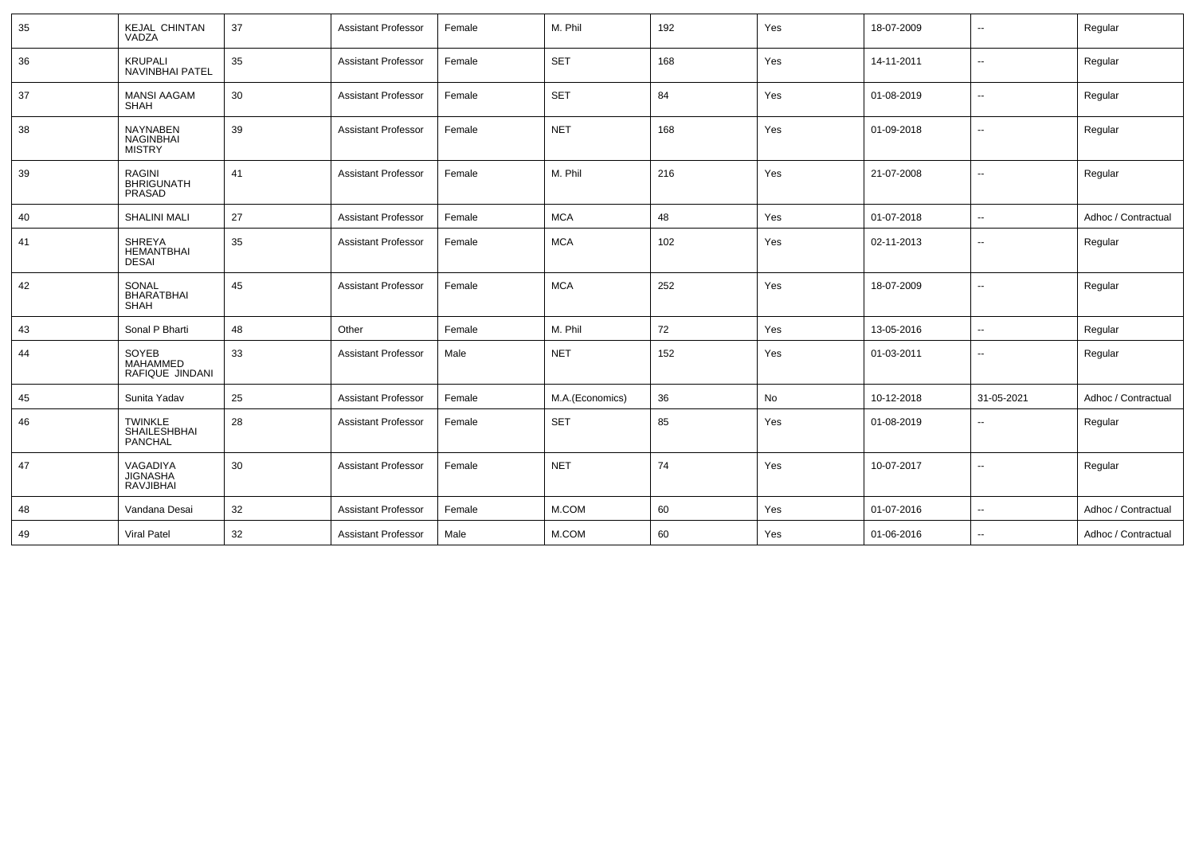| | | | | | | | | | | |
|---|---|---|---|---|---|---|---|---|---|---|
| 35 | KEJAL CHINTAN VADZA | 37 | Assistant Professor | Female | M. Phil | 192 | Yes | 18-07-2009 | -- | Regular |
| 36 | KRUPALI NAVINBHAI PATEL | 35 | Assistant Professor | Female | SET | 168 | Yes | 14-11-2011 | -- | Regular |
| 37 | MANSI AAGAM SHAH | 30 | Assistant Professor | Female | SET | 84 | Yes | 01-08-2019 | -- | Regular |
| 38 | NAYNABEN NAGINBHAI MISTRY | 39 | Assistant Professor | Female | NET | 168 | Yes | 01-09-2018 | -- | Regular |
| 39 | RAGINI BHRIGUNATH PRASAD | 41 | Assistant Professor | Female | M. Phil | 216 | Yes | 21-07-2008 | -- | Regular |
| 40 | SHALINI MALI | 27 | Assistant Professor | Female | MCA | 48 | Yes | 01-07-2018 | -- | Adhoc / Contractual |
| 41 | SHREYA HEMANTBHAI DESAI | 35 | Assistant Professor | Female | MCA | 102 | Yes | 02-11-2013 | -- | Regular |
| 42 | SONAL BHARATBHAI SHAH | 45 | Assistant Professor | Female | MCA | 252 | Yes | 18-07-2009 | -- | Regular |
| 43 | Sonal P Bharti | 48 | Other | Female | M. Phil | 72 | Yes | 13-05-2016 | -- | Regular |
| 44 | SOYEB MAHAMMED RAFIQUE JINDANI | 33 | Assistant Professor | Male | NET | 152 | Yes | 01-03-2011 | -- | Regular |
| 45 | Sunita Yadav | 25 | Assistant Professor | Female | M.A.(Economics) | 36 | No | 10-12-2018 | 31-05-2021 | Adhoc / Contractual |
| 46 | TWINKLE SHAILESHBHAI PANCHAL | 28 | Assistant Professor | Female | SET | 85 | Yes | 01-08-2019 | -- | Regular |
| 47 | VAGADIYA JIGNASHA RAVJIBHAI | 30 | Assistant Professor | Female | NET | 74 | Yes | 10-07-2017 | -- | Regular |
| 48 | Vandana Desai | 32 | Assistant Professor | Female | M.COM | 60 | Yes | 01-07-2016 | -- | Adhoc / Contractual |
| 49 | Viral Patel | 32 | Assistant Professor | Male | M.COM | 60 | Yes | 01-06-2016 | -- | Adhoc / Contractual |